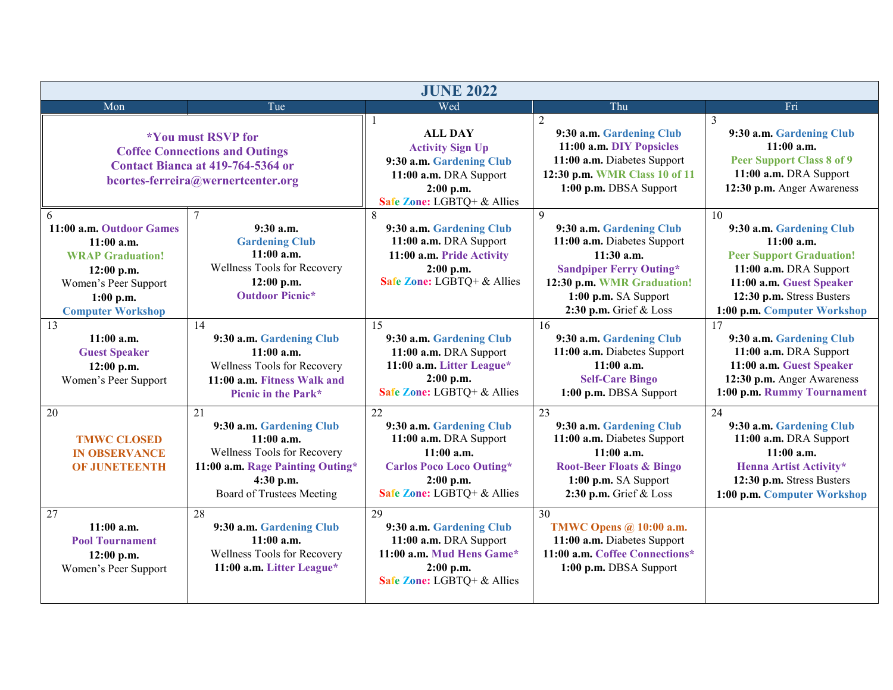# JUNE 2022

| Mon | Tue | Wed | Thu | Fri |
|---|---|---|---|---|
| **\*You must RSVP for Coffee Connections and Outings Contact Bianca at 419-764-5364 or bcortes-ferreira@wernertcenter.org** | | 1<br>**ALL DAY**<br>**Activity Sign Up**<br>**9:30 a.m.** **Gardening Club**<br>**11:00 a.m.** DRA Support<br>**2:00 p.m.**<br>**Safe Zone:** LGBTQ+ & Allies | 2<br>**9:30 a.m.** **Gardening Club**<br>**11:00 a.m.** **DIY Popsicles**<br>**11:00 a.m.** Diabetes Support<br>**12:30 p.m.** **WMR Class 10 of 11**<br>**1:00 p.m.** DBSA Support | 3<br>**9:30 a.m.** **Gardening Club**<br>**11:00 a.m.**<br>**Peer Support Class 8 of 9**<br>**11:00 a.m.** DRA Support<br>**12:30 p.m.** Anger Awareness |
| 6<br>**11:00 a.m.** **Outdoor Games**<br>**11:00 a.m.**<br>**WRAP Graduation!**<br>**12:00 p.m.**<br>Women's Peer Support<br>**1:00 p.m.**<br>**Computer Workshop** | 7<br>**9:30 a.m.**<br>**Gardening Club**<br>**11:00 a.m.**<br>Wellness Tools for Recovery<br>**12:00 p.m.**<br>**Outdoor Picnic\*** | 8<br>**9:30 a.m.** **Gardening Club**<br>**11:00 a.m.** DRA Support<br>**11:00 a.m.** **Pride Activity**<br>**2:00 p.m.**<br>**Safe Zone:** LGBTQ+ & Allies | 9<br>**9:30 a.m.** **Gardening Club**<br>**11:00 a.m.** Diabetes Support<br>**11:30 a.m.**<br>**Sandpiper Ferry Outing\***<br>**12:30 p.m.** **WMR Graduation!**<br>**1:00 p.m.** SA Support<br>**2:30 p.m.** Grief & Loss | 10<br>**9:30 a.m.** **Gardening Club**<br>**11:00 a.m.**<br>**Peer Support Graduation!**<br>**11:00 a.m.** DRA Support<br>**11:00 a.m.** **Guest Speaker**<br>**12:30 p.m.** Stress Busters<br>**1:00 p.m.** **Computer Workshop** |
| 13<br>**11:00 a.m.**<br>**Guest Speaker**<br>**12:00 p.m.**<br>Women's Peer Support | 14<br>**9:30 a.m.** **Gardening Club**<br>**11:00 a.m.**<br>Wellness Tools for Recovery<br>**11:00 a.m.** **Fitness Walk and Picnic in the Park\*** | 15<br>**9:30 a.m.** **Gardening Club**<br>**11:00 a.m.** DRA Support<br>**11:00 a.m.** **Litter League\***<br>**2:00 p.m.**<br>**Safe Zone:** LGBTQ+ & Allies | 16<br>**9:30 a.m.** **Gardening Club**<br>**11:00 a.m.** Diabetes Support<br>**11:00 a.m.**<br>**Self-Care Bingo**<br>**1:00 p.m.** DBSA Support | 17<br>**9:30 a.m.** **Gardening Club**<br>**11:00 a.m.** DRA Support<br>**11:00 a.m.** **Guest Speaker**<br>**12:30 p.m.** Anger Awareness<br>**1:00 p.m.** **Rummy Tournament** |
| 20<br>**TMWC CLOSED IN OBSERVANCE OF JUNETEENTH** | 21<br>**9:30 a.m.** **Gardening Club**<br>**11:00 a.m.**<br>Wellness Tools for Recovery<br>**11:00 a.m.** **Rage Painting Outing\***<br>**4:30 p.m.**<br>Board of Trustees Meeting | 22<br>**9:30 a.m.** **Gardening Club**<br>**11:00 a.m.** DRA Support<br>**11:00 a.m.**<br>**Carlos Poco Loco Outing\***<br>**2:00 p.m.**<br>**Safe Zone:** LGBTQ+ & Allies | 23<br>**9:30 a.m.** **Gardening Club**<br>**11:00 a.m.** Diabetes Support<br>**11:00 a.m.**<br>**Root-Beer Floats & Bingo**<br>**1:00 p.m.** SA Support<br>**2:30 p.m.** Grief & Loss | 24<br>**9:30 a.m.** **Gardening Club**<br>**11:00 a.m.** DRA Support<br>**11:00 a.m.**<br>**Henna Artist Activity\***<br>**12:30 p.m.** Stress Busters<br>**1:00 p.m.** **Computer Workshop** |
| 27<br>**11:00 a.m.**<br>**Pool Tournament**<br>**12:00 p.m.**<br>Women's Peer Support | 28<br>**9:30 a.m.** **Gardening Club**<br>**11:00 a.m.**<br>Wellness Tools for Recovery<br>**11:00 a.m.** **Litter League\*** | 29<br>**9:30 a.m.** **Gardening Club**<br>**11:00 a.m.** DRA Support<br>**11:00 a.m.** **Mud Hens Game\***<br>**2:00 p.m.**<br>**Safe Zone:** LGBTQ+ & Allies | 30<br>**TMWC Opens @ 10:00 a.m.**<br>**11:00 a.m.** Diabetes Support<br>**11:00 a.m.** **Coffee Connections\***<br>**1:00 p.m.** DBSA Support | |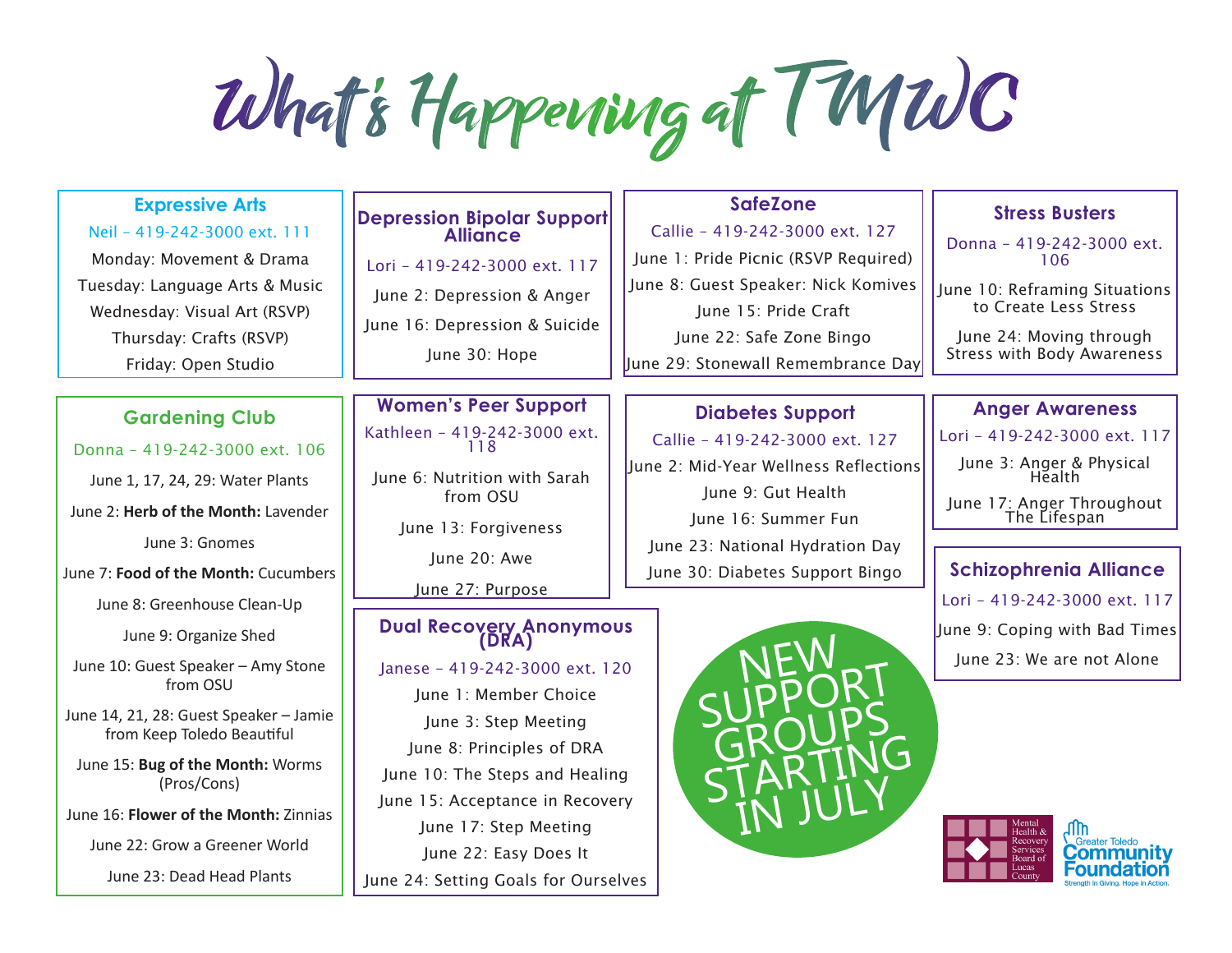# What's Happening at TMWC

## Expressive Arts

Neil – 419-242-3000 ext. 111

Monday: Movement & Drama

Tuesday: Language Arts & Music

Wednesday: Visual Art (RSVP)

Thursday: Crafts (RSVP)

Friday: Open Studio

## Depression Bipolar Support Alliance

Lori – 419-242-3000 ext. 117

June 2: Depression & Anger

June 16: Depression & Suicide

June 30: Hope

## SafeZone

Callie – 419-242-3000 ext. 127

June 1: Pride Picnic (RSVP Required)

June 8: Guest Speaker: Nick Komives

June 15: Pride Craft

June 22: Safe Zone Bingo

June 29: Stonewall Remembrance Day

## Stress Busters

Donna – 419-242-3000 ext. 106

June 10: Reframing Situations to Create Less Stress

June 24: Moving through Stress with Body Awareness

## Gardening Club

Donna – 419-242-3000 ext. 106

June 1, 17, 24, 29: Water Plants

June 2: **Herb of the Month:** Lavender

June 3: Gnomes

June 7: **Food of the Month:** Cucumbers

June 8: Greenhouse Clean-Up

June 9: Organize Shed

June 10: Guest Speaker – Amy Stone from OSU

June 14, 21, 28: Guest Speaker – Jamie from Keep Toledo Beautiful

June 15: **Bug of the Month:** Worms (Pros/Cons)

June 16: **Flower of the Month:** Zinnias

June 22: Grow a Greener World

June 23: Dead Head Plants

## Women's Peer Support

Kathleen – 419-242-3000 ext. 118

June 6: Nutrition with Sarah from OSU

June 13: Forgiveness

June 20: Awe

June 27: Purpose

## Diabetes Support

Callie – 419-242-3000 ext. 127

June 2: Mid-Year Wellness Reflections

June 9: Gut Health

June 16: Summer Fun

June 23: National Hydration Day

June 30: Diabetes Support Bingo

## Anger Awareness

Lori – 419-242-3000 ext. 117

June 3: Anger & Physical Health

June 17: Anger Throughout The Lifespan

## Schizophrenia Alliance

Lori – 419-242-3000 ext. 117

June 9: Coping with Bad Times

June 23: We are not Alone

## Dual Recovery Anonymous (DRA)

Janese – 419-242-3000 ext. 120

June 1: Member Choice

June 3: Step Meeting

June 8: Principles of DRA

June 10: The Steps and Healing

June 15: Acceptance in Recovery

June 17: Step Meeting

June 22: Easy Does It

June 24: Setting Goals for Ourselves

NEW SUPPORT GROUPS STARTING IN JULY

Mental Health & Recovery Services Board of Lucas County

Greater Toledo Community Foundation — Strength in Giving. Hope in Action.